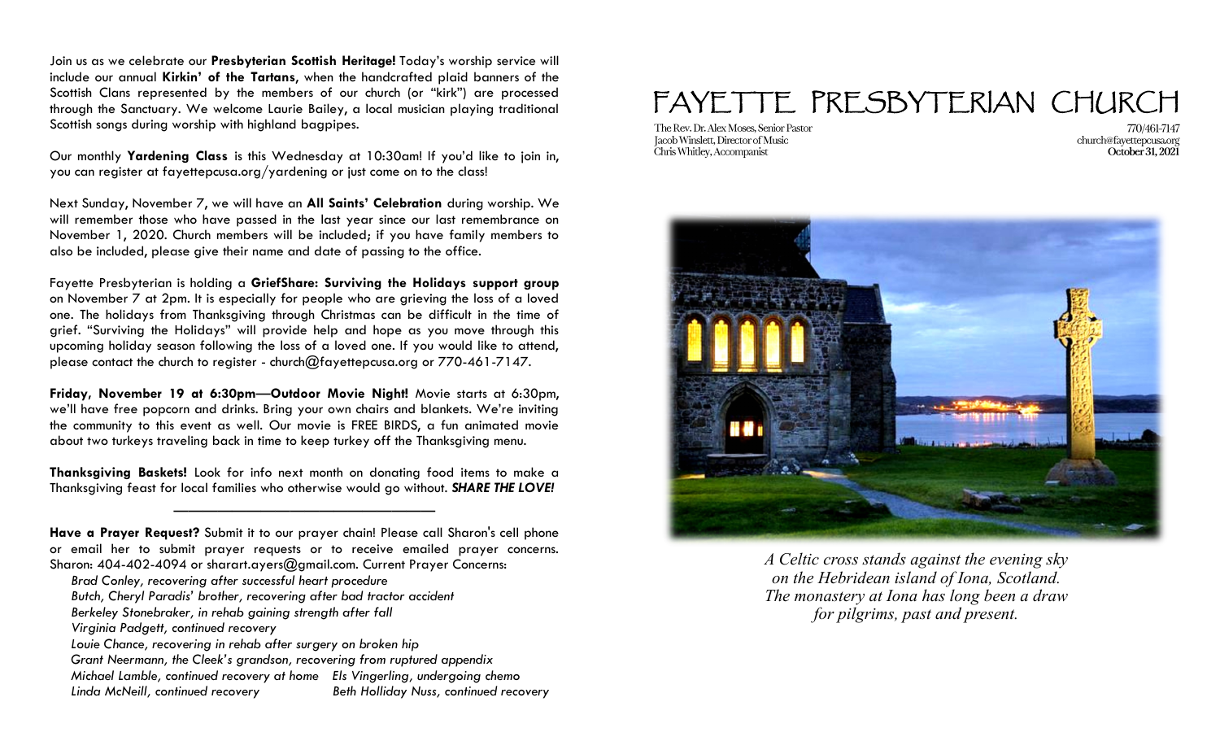Join us as we celebrate our **Presbyterian Scottish Heritage!** Today's worship service will include our annual **Kirkin' of the Tartans,** when the handcrafted plaid banners of the Scottish Clans represented by the members of our church (or "kirk") are processed through the Sanctuary. We welcome Laurie Bailey, a local musician playing traditional Scottish songs during worship with highland bagpipes.

Our monthly **Yardening Class** is this Wednesday at 10:30am! If you'd like to join in, you can register at fayettepcusa.org/yardening or just come on to the class!

Next Sunday, November 7, we will have an **All Saints' Celebration** during worship. We will remember those who have passed in the last year since our last remembrance on November 1, 2020. Church members will be included; if you have family members to also be included, please give their name and date of passing to the office.

Fayette Presbyterian is holding a **GriefShare: Surviving the Holidays support group** on November 7 at 2pm. It is especially for people who are grieving the loss of a loved one. The holidays from Thanksgiving through Christmas can be difficult in the time of grief. "Surviving the Holidays" will provide help and hope as you move through this upcoming holiday season following the loss of a loved one. If you would like to attend, please contact the church to register - church@fayettepcusa.org or 770-461-7147.

**Friday, November 19 at 6:30pm—Outdoor Movie Night!** Movie starts at 6:30pm, we'll have free popcorn and drinks. Bring your own chairs and blankets. We're inviting the community to this event as well. Our movie is FREE BIRDS, a fun animated movie about two turkeys traveling back in time to keep turkey off the Thanksgiving menu.

**Thanksgiving Baskets!** Look for info next month on donating food items to make a Thanksgiving feast for local families who otherwise would go without. ***SHARE THE LOVE!***

---

**Have a Prayer Request?** Submit it to our prayer chain! Please call Sharon's cell phone or email her to submit prayer requests or to receive emailed prayer concerns. Sharon: 404-402-4094 or sharart.ayers@gmail.com. Current Prayer Concerns:

*Brad Conley, recovering after successful heart procedure*
*Butch, Cheryl Paradis' brother, recovering after bad tractor accident*
*Berkeley Stonebraker, in rehab gaining strength after fall*
*Virginia Padgett, continued recovery*
*Louie Chance, recovering in rehab after surgery on broken hip*
*Grant Neermann, the Cleek's grandson, recovering from ruptured appendix*
*Michael Lamble, continued recovery at home*
*Els Vingerling, undergoing chemo*
*Linda McNeill, continued recovery*
*Beth Holliday Nuss, continued recovery*

# FAYETTE PRESBYTERIAN CHURCH

The Rev. Dr. Alex Moses, Senior Pastor
Jacob Winslett, Director of Music
Chris Whitley, Accompanist

770/461-7147
church@fayettepcusa.org
**October 31, 2021**

*A Celtic cross stands against the evening sky on the Hebridean island of Iona, Scotland. The monastery at Iona has long been a draw for pilgrims, past and present.*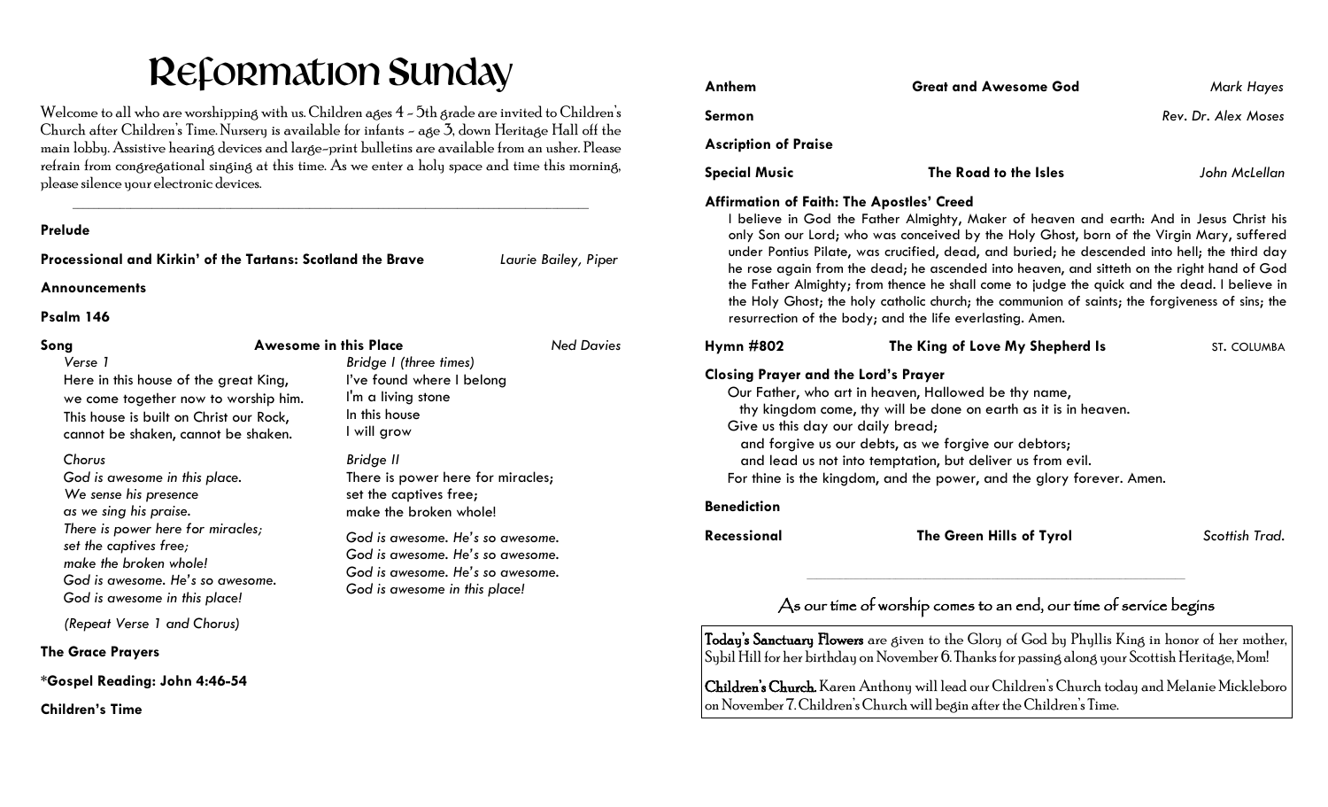# Reformation Sunday

Welcome to all who are worshipping with us. Children ages 4 – 5th grade are invited to Children's Church after Children's Time. Nursery is available for infants – age 3, down Heritage Hall off the main lobby. Assistive hearing devices and large-print bulletins are available from an usher. Please refrain from congregational singing at this time. As we enter a holy space and time this morning, please silence your electronic devices.

---

**Prelude**

**Processional and Kirkin' of the Tartans: Scotland the Brave** — *Laurie Bailey, Piper*

**Announcements**

**Psalm 146**

**Song** — **Awesome in this Place** — *Ned Davies*

*Verse 1*
Here in this house of the great King,
we come together now to worship him.
This house is built on Christ our Rock,
cannot be shaken, cannot be shaken.

*Chorus*
*God is awesome in this place.*
*We sense his presence*
*as we sing his praise.*
*There is power here for miracles;*
*set the captives free;*
*make the broken whole!*
*God is awesome. He's so awesome.*
*God is awesome in this place!*

*(Repeat Verse 1 and Chorus)*

*Bridge I (three times)*
I've found where I belong
I'm a living stone
In this house
I will grow

*Bridge II*
There is power here for miracles;
set the captives free;
make the broken whole!

*God is awesome. He's so awesome.*
*God is awesome. He's so awesome.*
*God is awesome. He's so awesome.*
*God is awesome in this place!*

**The Grace Prayers**

***Gospel Reading: John 4:46-54**

**Children's Time**

**Anthem** — **Great and Awesome God** — *Mark Hayes*

**Sermon** — *Rev. Dr. Alex Moses*

**Ascription of Praise**

**Special Music** — **The Road to the Isles** — *John McLellan*

**Affirmation of Faith: The Apostles' Creed**

I believe in God the Father Almighty, Maker of heaven and earth: And in Jesus Christ his only Son our Lord; who was conceived by the Holy Ghost, born of the Virgin Mary, suffered under Pontius Pilate, was crucified, dead, and buried; he descended into hell; the third day he rose again from the dead; he ascended into heaven, and sitteth on the right hand of God the Father Almighty; from thence he shall come to judge the quick and the dead. I believe in the Holy Ghost; the holy catholic church; the communion of saints; the forgiveness of sins; the resurrection of the body; and the life everlasting. Amen.

**Hymn #802** — **The King of Love My Shepherd Is** — ST. COLUMBA

**Closing Prayer and the Lord's Prayer**

Our Father, who art in heaven, Hallowed be thy name,
thy kingdom come, thy will be done on earth as it is in heaven.
Give us this day our daily bread;
and forgive us our debts, as we forgive our debtors;
and lead us not into temptation, but deliver us from evil.
For thine is the kingdom, and the power, and the glory forever. Amen.

**Benediction**

**Recessional** — **The Green Hills of Tyrol** — *Scottish Trad.*

---

As our time of worship comes to an end, our time of service begins

**Today's Sanctuary Flowers** are given to the Glory of God by Phyllis King in honor of her mother, Sybil Hill for her birthday on November 6. Thanks for passing along your Scottish Heritage, Mom!

**Children's Church.** Karen Anthony will lead our Children's Church today and Melanie Mickleboro on November 7. Children's Church will begin after the Children's Time.